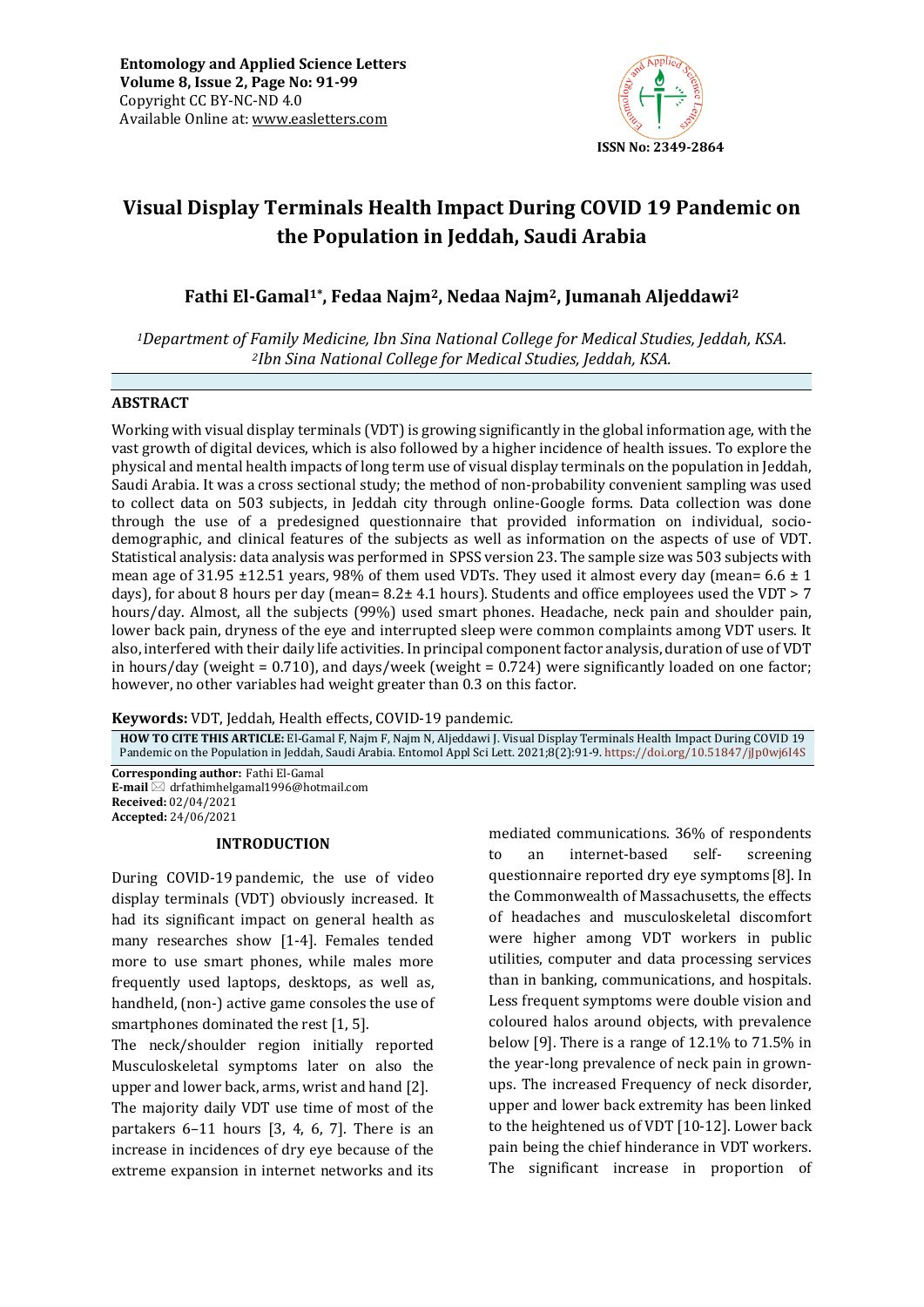Entomology and Applied Science Letters
Volume 8, Issue 2, Page No: 91-99
Copyright CC BY-NC-ND 4.0
Available Online at: www.easletters.com

ISSN No: 2349-2864

# Visual Display Terminals Health Impact During COVID 19 Pandemic on the Population in Jeddah, Saudi Arabia

## Fathi El-Gamal[1*], Fedaa Najm[2], Nedaa Najm[2], Jumanah Aljeddawi[2]

*[1]Department of Family Medicine, Ibn Sina National College for Medical Studies, Jeddah, KSA.*
*[2]Ibn Sina National College for Medical Studies, Jeddah, KSA.*

### ABSTRACT

Working with visual display terminals (VDT) is growing significantly in the global information age, with the vast growth of digital devices, which is also followed by a higher incidence of health issues. To explore the physical and mental health impacts of long term use of visual display terminals on the population in Jeddah, Saudi Arabia. It was a cross sectional study; the method of non-probability convenient sampling was used to collect data on 503 subjects, in Jeddah city through online-Google forms. Data collection was done through the use of a predesigned questionnaire that provided information on individual, socio-demographic, and clinical features of the subjects as well as information on the aspects of use of VDT. Statistical analysis: data analysis was performed in SPSS version 23. The sample size was 503 subjects with mean age of 31.95 ±12.51 years, 98% of them used VDTs. They used it almost every day (mean= 6.6 ± 1 days), for about 8 hours per day (mean= 8.2± 4.1 hours). Students and office employees used the VDT > 7 hours/day. Almost, all the subjects (99%) used smart phones. Headache, neck pain and shoulder pain, lower back pain, dryness of the eye and interrupted sleep were common complaints among VDT users. It also, interfered with their daily life activities. In principal component factor analysis, duration of use of VDT in hours/day (weight = 0.710), and days/week (weight = 0.724) were significantly loaded on one factor; however, no other variables had weight greater than 0.3 on this factor.

**Keywords:** VDT, Jeddah, Health effects, COVID-19 pandemic.

**HOW TO CITE THIS ARTICLE:** El-Gamal F, Najm F, Najm N, Aljeddawi J. Visual Display Terminals Health Impact During COVID 19 Pandemic on the Population in Jeddah, Saudi Arabia. Entomol Appl Sci Lett. 2021;8(2):91-9. https://doi.org/10.51847/jJp0wj6l4S

**Corresponding author:** Fathi El-Gamal
**E-mail** ✉ drfathimhelgamal1996@hotmail.com
**Received:** 02/04/2021
**Accepted:** 24/06/2021

### INTRODUCTION

During COVID-19 pandemic, the use of video display terminals (VDT) obviously increased. It had its significant impact on general health as many researches show [1-4]. Females tended more to use smart phones, while males more frequently used laptops, desktops, as well as, handheld, (non-) active game consoles the use of smartphones dominated the rest [1, 5].

The neck/shoulder region initially reported Musculoskeletal symptoms later on also the upper and lower back, arms, wrist and hand [2].

The majority daily VDT use time of most of the partakers 6–11 hours [3, 4, 6, 7]. There is an increase in incidences of dry eye because of the extreme expansion in internet networks and its mediated communications. 36% of respondents to an internet-based self- screening questionnaire reported dry eye symptoms [8]. In the Commonwealth of Massachusetts, the effects of headaches and musculoskeletal discomfort were higher among VDT workers in public utilities, computer and data processing services than in banking, communications, and hospitals. Less frequent symptoms were double vision and coloured halos around objects, with prevalence below [9]. There is a range of 12.1% to 71.5% in the year-long prevalence of neck pain in grown-ups. The increased Frequency of neck disorder, upper and lower back extremity has been linked to the heightened us of VDT [10-12]. Lower back pain being the chief hinderance in VDT workers. The significant increase in proportion of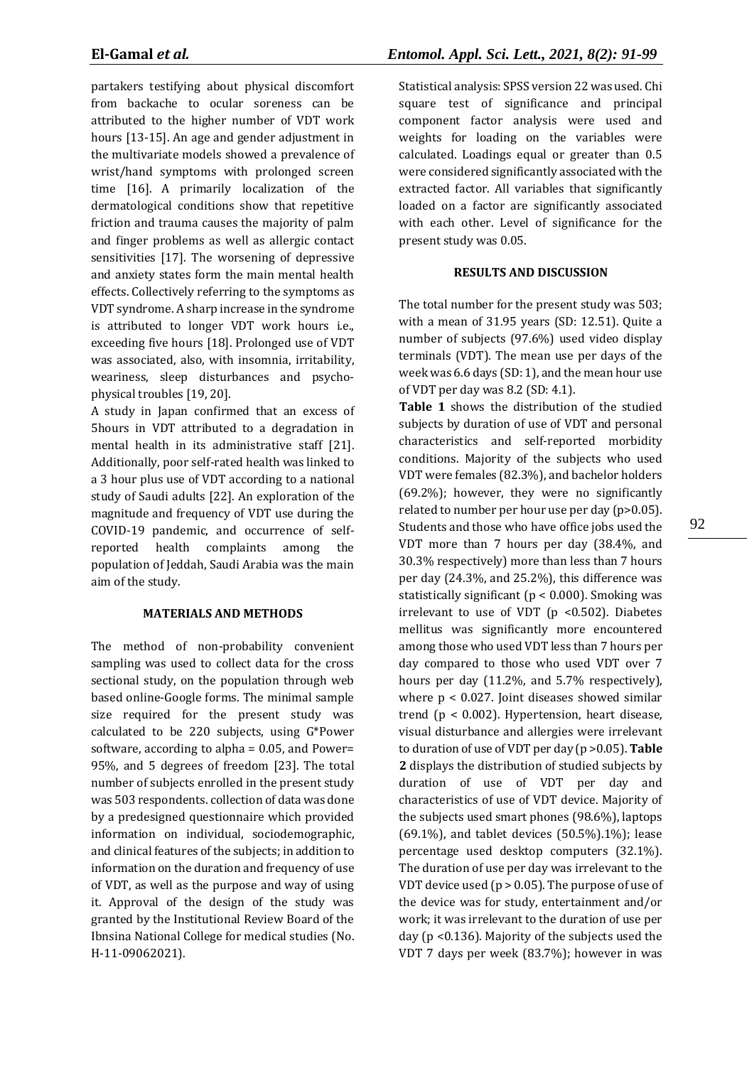partakers testifying about physical discomfort from backache to ocular soreness can be attributed to the higher number of VDT work hours [13-15]. An age and gender adjustment in the multivariate models showed a prevalence of wrist/hand symptoms with prolonged screen time [16]. A primarily localization of the dermatological conditions show that repetitive friction and trauma causes the majority of palm and finger problems as well as allergic contact sensitivities [17]. The worsening of depressive and anxiety states form the main mental health effects. Collectively referring to the symptoms as VDT syndrome. A sharp increase in the syndrome is attributed to longer VDT work hours i.e., exceeding five hours [18]. Prolonged use of VDT was associated, also, with insomnia, irritability, weariness, sleep disturbances and psycho-physical troubles [19, 20].

A study in Japan confirmed that an excess of 5hours in VDT attributed to a degradation in mental health in its administrative staff [21]. Additionally, poor self-rated health was linked to a 3 hour plus use of VDT according to a national study of Saudi adults [22]. An exploration of the magnitude and frequency of VDT use during the COVID-19 pandemic, and occurrence of self-reported health complaints among the population of Jeddah, Saudi Arabia was the main aim of the study.

## MATERIALS AND METHODS

The method of non-probability convenient sampling was used to collect data for the cross sectional study, on the population through web based online-Google forms. The minimal sample size required for the present study was calculated to be 220 subjects, using G*Power software, according to alpha = 0.05, and Power= 95%, and 5 degrees of freedom [23]. The total number of subjects enrolled in the present study was 503 respondents. collection of data was done by a predesigned questionnaire which provided information on individual, sociodemographic, and clinical features of the subjects; in addition to information on the duration and frequency of use of VDT, as well as the purpose and way of using it. Approval of the design of the study was granted by the Institutional Review Board of the Ibnsina National College for medical studies (No. H-11-09062021).

Statistical analysis: SPSS version 22 was used. Chi square test of significance and principal component factor analysis were used and weights for loading on the variables were calculated. Loadings equal or greater than 0.5 were considered significantly associated with the extracted factor. All variables that significantly loaded on a factor are significantly associated with each other. Level of significance for the present study was 0.05.

## RESULTS AND DISCUSSION

The total number for the present study was 503; with a mean of 31.95 years (SD: 12.51). Quite a number of subjects (97.6%) used video display terminals (VDT). The mean use per days of the week was 6.6 days (SD: 1), and the mean hour use of VDT per day was 8.2 (SD: 4.1).

**Table 1** shows the distribution of the studied subjects by duration of use of VDT and personal characteristics and self-reported morbidity conditions. Majority of the subjects who used VDT were females (82.3%), and bachelor holders (69.2%); however, they were no significantly related to number per hour use per day ($p>0.05$). Students and those who have office jobs used the VDT more than 7 hours per day (38.4%, and 30.3% respectively) more than less than 7 hours per day (24.3%, and 25.2%), this difference was statistically significant ($p < 0.000$). Smoking was irrelevant to use of VDT ($p < 0.502$). Diabetes mellitus was significantly more encountered among those who used VDT less than 7 hours per day compared to those who used VDT over 7 hours per day (11.2%, and 5.7% respectively), where $p < 0.027$. Joint diseases showed similar trend ($p < 0.002$). Hypertension, heart disease, visual disturbance and allergies were irrelevant to duration of use of VDT per day ($p > 0.05$). **Table 2** displays the distribution of studied subjects by duration of use of VDT per day and characteristics of use of VDT device. Majority of the subjects used smart phones (98.6%), laptops (69.1%), and tablet devices (50.5%).1%); lease percentage used desktop computers (32.1%). The duration of use per day was irrelevant to the VDT device used ($p > 0.05$). The purpose of use of the device was for study, entertainment and/or work; it was irrelevant to the duration of use per day ($p < 0.136$). Majority of the subjects used the VDT 7 days per week (83.7%); however in was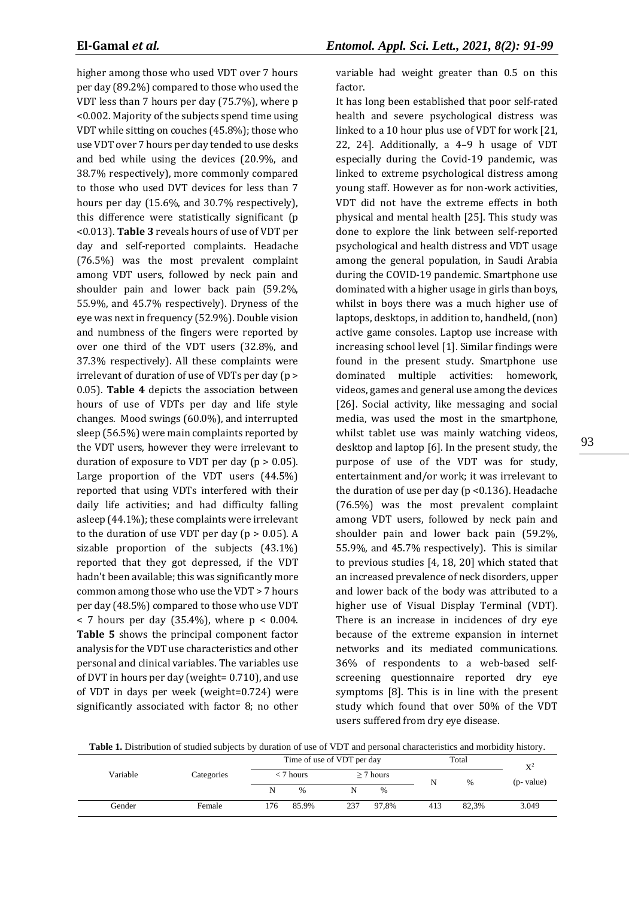higher among those who used VDT over 7 hours per day (89.2%) compared to those who used the VDT less than 7 hours per day (75.7%), where p <0.002. Majority of the subjects spend time using VDT while sitting on couches (45.8%); those who use VDT over 7 hours per day tended to use desks and bed while using the devices (20.9%, and 38.7% respectively), more commonly compared to those who used DVT devices for less than 7 hours per day (15.6%, and 30.7% respectively), this difference were statistically significant (p <0.013). **Table 3** reveals hours of use of VDT per day and self-reported complaints. Headache (76.5%) was the most prevalent complaint among VDT users, followed by neck pain and shoulder pain and lower back pain (59.2%, 55.9%, and 45.7% respectively). Dryness of the eye was next in frequency (52.9%). Double vision and numbness of the fingers were reported by over one third of the VDT users (32.8%, and 37.3% respectively). All these complaints were irrelevant of duration of use of VDTs per day (p > 0.05). **Table 4** depicts the association between hours of use of VDTs per day and life style changes. Mood swings (60.0%), and interrupted sleep (56.5%) were main complaints reported by the VDT users, however they were irrelevant to duration of exposure to VDT per day (p > 0.05). Large proportion of the VDT users (44.5%) reported that using VDTs interfered with their daily life activities; and had difficulty falling asleep (44.1%); these complaints were irrelevant to the duration of use VDT per day (p > 0.05). A sizable proportion of the subjects (43.1%) reported that they got depressed, if the VDT hadn't been available; this was significantly more common among those who use the VDT > 7 hours per day (48.5%) compared to those who use VDT < 7 hours per day (35.4%), where p < 0.004. **Table 5** shows the principal component factor analysis for the VDT use characteristics and other personal and clinical variables. The variables use of DVT in hours per day (weight= 0.710), and use of VDT in days per week (weight=0.724) were significantly associated with factor 8; no other variable had weight greater than 0.5 on this factor.

It has long been established that poor self-rated health and severe psychological distress was linked to a 10 hour plus use of VDT for work [21, 22, 24]. Additionally, a 4–9 h usage of VDT especially during the Covid-19 pandemic, was linked to extreme psychological distress among young staff. However as for non-work activities, VDT did not have the extreme effects in both physical and mental health [25]. This study was done to explore the link between self-reported psychological and health distress and VDT usage among the general population, in Saudi Arabia during the COVID-19 pandemic. Smartphone use dominated with a higher usage in girls than boys, whilst in boys there was a much higher use of laptops, desktops, in addition to, handheld, (non) active game consoles. Laptop use increase with increasing school level [1]. Similar findings were found in the present study. Smartphone use dominated multiple activities: homework, videos, games and general use among the devices [26]. Social activity, like messaging and social media, was used the most in the smartphone, whilst tablet use was mainly watching videos, desktop and laptop [6]. In the present study, the purpose of use of the VDT was for study, entertainment and/or work; it was irrelevant to the duration of use per day (p <0.136). Headache (76.5%) was the most prevalent complaint among VDT users, followed by neck pain and shoulder pain and lower back pain (59.2%, 55.9%, and 45.7% respectively). This is similar to previous studies [4, 18, 20] which stated that an increased prevalence of neck disorders, upper and lower back of the body was attributed to a higher use of Visual Display Terminal (VDT). There is an increase in incidences of dry eye because of the extreme expansion in internet networks and its mediated communications. 36% of respondents to a web-based self-screening questionnaire reported dry eye symptoms [8]. This is in line with the present study which found that over 50% of the VDT users suffered from dry eye disease.

**Table 1.** Distribution of studied subjects by duration of use of VDT and personal characteristics and morbidity history.

| Variable | Categories | Time of use of VDT per day | | | | Total | | $X^2$ (p- value) |
|---|---|---|---|---|---|---|---|---|
| | | < 7 hours | | ≥ 7 hours | | N | % | |
| | | N | % | N | % | | | |
| Gender | Female | 176 | 85.9% | 237 | 97,8% | 413 | 82,3% | 3.049 |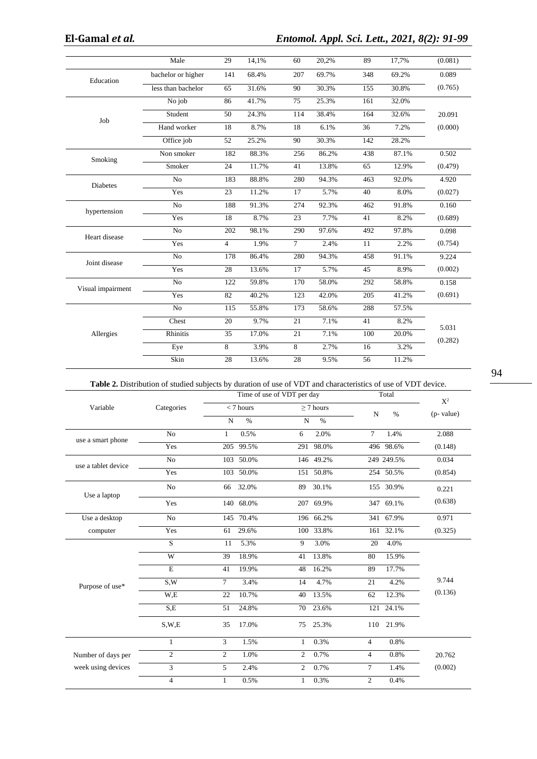| | Male | 29 | 14,1% | 60 | 20,2% | 89 | 17,7% | (0.081) |
|---|---|---|---|---|---|---|---|---|
| Education | bachelor or higher | 141 | 68.4% | 207 | 69.7% | 348 | 69.2% | 0.089 |
| | less than bachelor | 65 | 31.6% | 90 | 30.3% | 155 | 30.8% | (0.765) |
| Job | No job | 86 | 41.7% | 75 | 25.3% | 161 | 32.0% | 20.091 |
| | Student | 50 | 24.3% | 114 | 38.4% | 164 | 32.6% | (0.000) |
| | Hand worker | 18 | 8.7% | 18 | 6.1% | 36 | 7.2% | |
| | Office job | 52 | 25.2% | 90 | 30.3% | 142 | 28.2% | |
| Smoking | Non smoker | 182 | 88.3% | 256 | 86.2% | 438 | 87.1% | 0.502 |
| | Smoker | 24 | 11.7% | 41 | 13.8% | 65 | 12.9% | (0.479) |
| Diabetes | No | 183 | 88.8% | 280 | 94.3% | 463 | 92.0% | 4.920 |
| | Yes | 23 | 11.2% | 17 | 5.7% | 40 | 8.0% | (0.027) |
| hypertension | No | 188 | 91.3% | 274 | 92.3% | 462 | 91.8% | 0.160 |
| | Yes | 18 | 8.7% | 23 | 7.7% | 41 | 8.2% | (0.689) |
| Heart disease | No | 202 | 98.1% | 290 | 97.6% | 492 | 97.8% | 0.098 |
| | Yes | 4 | 1.9% | 7 | 2.4% | 11 | 2.2% | (0.754) |
| Joint disease | No | 178 | 86.4% | 280 | 94.3% | 458 | 91.1% | 9.224 |
| | Yes | 28 | 13.6% | 17 | 5.7% | 45 | 8.9% | (0.002) |
| Visual impairment | No | 122 | 59.8% | 170 | 58.0% | 292 | 58.8% | 0.158 |
| | Yes | 82 | 40.2% | 123 | 42.0% | 205 | 41.2% | (0.691) |
| Allergies | No | 115 | 55.8% | 173 | 58.6% | 288 | 57.5% | 5.031 |
| | Chest | 20 | 9.7% | 21 | 7.1% | 41 | 8.2% | (0.282) |
| | Rhinitis | 35 | 17.0% | 21 | 7.1% | 100 | 20.0% | |
| | Eye | 8 | 3.9% | 8 | 2.7% | 16 | 3.2% | |
| | Skin | 28 | 13.6% | 28 | 9.5% | 56 | 11.2% | |

**Table 2.** Distribution of studied subjects by duration of use of VDT and characteristics of use of VDT device.

| Variable | Categories | Time of use of VDT per day | | | | Total | | $X^2$ |
|---|---|---|---|---|---|---|---|---|
| | | < 7 hours | | ≥ 7 hours | | | | (p- value) |
| | | N | % | N | % | N | % | |
| use a smart phone | No | 1 | 0.5% | 6 | 2.0% | 7 | 1.4% | 2.088 |
| | Yes | 205 | 99.5% | 291 | 98.0% | 496 | 98.6% | (0.148) |
| use a tablet device | No | 103 | 50.0% | 146 | 49.2% | 249 | 249.5% | 0.034 |
| | Yes | 103 | 50.0% | 151 | 50.8% | 254 | 50.5% | (0.854) |
| Use a laptop | No | 66 | 32.0% | 89 | 30.1% | 155 | 30.9% | 0.221 |
| | Yes | 140 | 68.0% | 207 | 69.9% | 347 | 69.1% | (0.638) |
| Use a desktop computer | No | 145 | 70.4% | 196 | 66.2% | 341 | 67.9% | 0.971 |
| | Yes | 61 | 29.6% | 100 | 33.8% | 161 | 32.1% | (0.325) |
| Purpose of use* | S | 11 | 5.3% | 9 | 3.0% | 20 | 4.0% | 9.744 |
| | W | 39 | 18.9% | 41 | 13.8% | 80 | 15.9% | (0.136) |
| | E | 41 | 19.9% | 48 | 16.2% | 89 | 17.7% | |
| | S,W | 7 | 3.4% | 14 | 4.7% | 21 | 4.2% | |
| | W,E | 22 | 10.7% | 40 | 13.5% | 62 | 12.3% | |
| | S,E | 51 | 24.8% | 70 | 23.6% | 121 | 24.1% | |
| | S,W,E | 35 | 17.0% | 75 | 25.3% | 110 | 21.9% | |
| Number of days per week using devices | 1 | 3 | 1.5% | 1 | 0.3% | 4 | 0.8% | 20.762 |
| | 2 | 2 | 1.0% | 2 | 0.7% | 4 | 0.8% | (0.002) |
| | 3 | 5 | 2.4% | 2 | 0.7% | 7 | 1.4% | |
| | 4 | 1 | 0.5% | 1 | 0.3% | 2 | 0.4% | |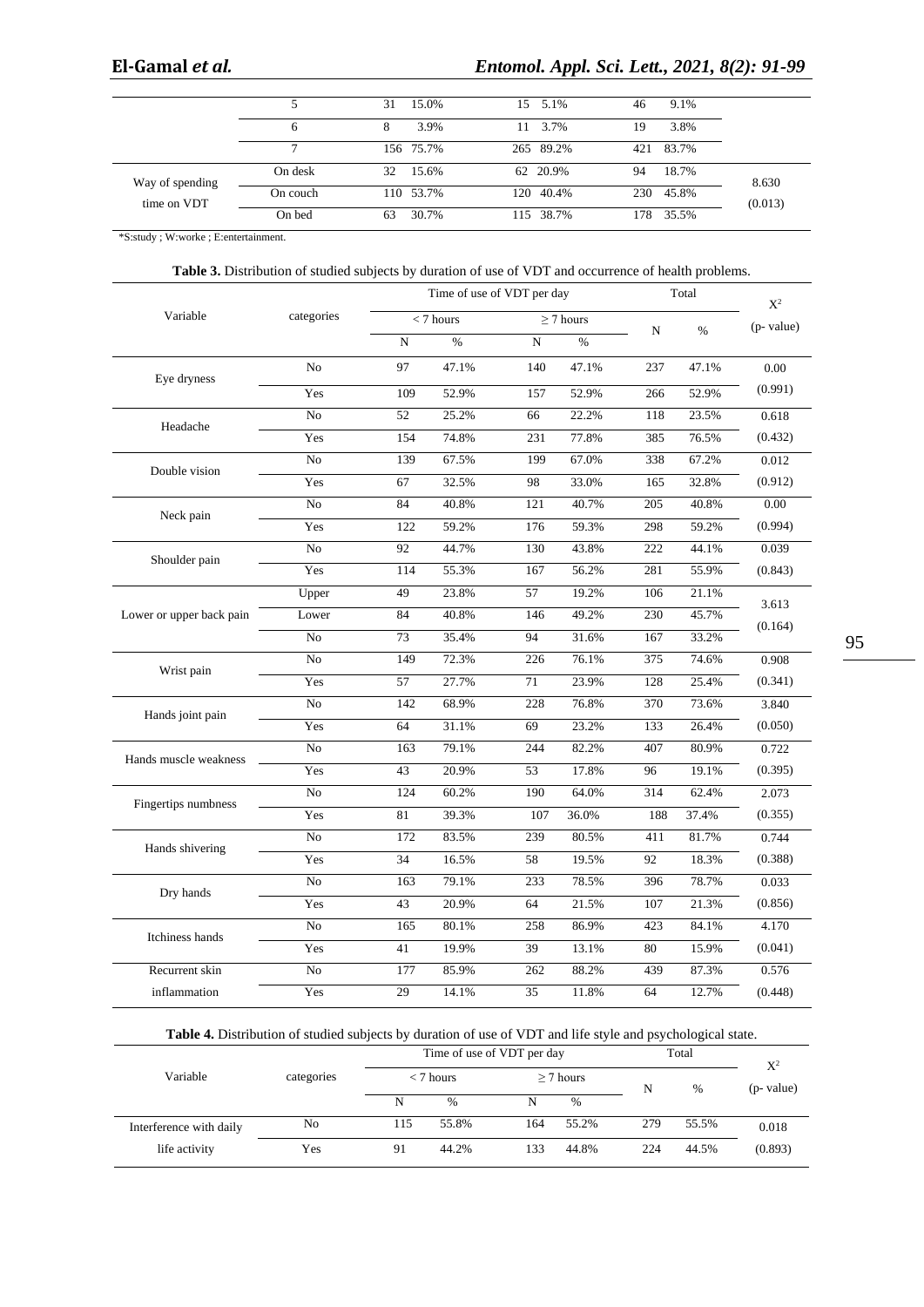| | | | | | | | | |
|---|---|---|---|---|---|---|---|---|
| | 5 | 31 | 15.0% | 15 | 5.1% | 46 | 9.1% | |
| | 6 | 8 | 3.9% | 11 | 3.7% | 19 | 3.8% | |
| | 7 | 156 | 75.7% | 265 | 89.2% | 421 | 83.7% | |
| Way of spending time on VDT | On desk | 32 | 15.6% | 62 | 20.9% | 94 | 18.7% | 8.630 (0.013) |
| | On couch | 110 | 53.7% | 120 | 40.4% | 230 | 45.8% | |
| | On bed | 63 | 30.7% | 115 | 38.7% | 178 | 35.5% | |

*S:study ; W:worke ; E:entertainment.

**Table 3.** Distribution of studied subjects by duration of use of VDT and occurrence of health problems.

| Variable | categories | Time of use of VDT per day | | | | Total | | $X^2$ (p- value) |
|---|---|---|---|---|---|---|---|---|
| | | < 7 hours | | ≥ 7 hours | | | | |
| | | N | % | N | % | N | % | |
| Eye dryness | No | 97 | 47.1% | 140 | 47.1% | 237 | 47.1% | 0.00 |
| | Yes | 109 | 52.9% | 157 | 52.9% | 266 | 52.9% | (0.991) |
| Headache | No | 52 | 25.2% | 66 | 22.2% | 118 | 23.5% | 0.618 |
| | Yes | 154 | 74.8% | 231 | 77.8% | 385 | 76.5% | (0.432) |
| Double vision | No | 139 | 67.5% | 199 | 67.0% | 338 | 67.2% | 0.012 |
| | Yes | 67 | 32.5% | 98 | 33.0% | 165 | 32.8% | (0.912) |
| Neck pain | No | 84 | 40.8% | 121 | 40.7% | 205 | 40.8% | 0.00 |
| | Yes | 122 | 59.2% | 176 | 59.3% | 298 | 59.2% | (0.994) |
| Shoulder pain | No | 92 | 44.7% | 130 | 43.8% | 222 | 44.1% | 0.039 |
| | Yes | 114 | 55.3% | 167 | 56.2% | 281 | 55.9% | (0.843) |
| Lower or upper back pain | Upper | 49 | 23.8% | 57 | 19.2% | 106 | 21.1% | 3.613 (0.164) |
| | Lower | 84 | 40.8% | 146 | 49.2% | 230 | 45.7% | |
| | No | 73 | 35.4% | 94 | 31.6% | 167 | 33.2% | |
| Wrist pain | No | 149 | 72.3% | 226 | 76.1% | 375 | 74.6% | 0.908 |
| | Yes | 57 | 27.7% | 71 | 23.9% | 128 | 25.4% | (0.341) |
| Hands joint pain | No | 142 | 68.9% | 228 | 76.8% | 370 | 73.6% | 3.840 |
| | Yes | 64 | 31.1% | 69 | 23.2% | 133 | 26.4% | (0.050) |
| Hands muscle weakness | No | 163 | 79.1% | 244 | 82.2% | 407 | 80.9% | 0.722 |
| | Yes | 43 | 20.9% | 53 | 17.8% | 96 | 19.1% | (0.395) |
| Fingertips numbness | No | 124 | 60.2% | 190 | 64.0% | 314 | 62.4% | 2.073 |
| | Yes | 81 | 39.3% | 107 | 36.0% | 188 | 37.4% | (0.355) |
| Hands shivering | No | 172 | 83.5% | 239 | 80.5% | 411 | 81.7% | 0.744 |
| | Yes | 34 | 16.5% | 58 | 19.5% | 92 | 18.3% | (0.388) |
| Dry hands | No | 163 | 79.1% | 233 | 78.5% | 396 | 78.7% | 0.033 |
| | Yes | 43 | 20.9% | 64 | 21.5% | 107 | 21.3% | (0.856) |
| Itchiness hands | No | 165 | 80.1% | 258 | 86.9% | 423 | 84.1% | 4.170 |
| | Yes | 41 | 19.9% | 39 | 13.1% | 80 | 15.9% | (0.041) |
| Recurrent skin inflammation | No | 177 | 85.9% | 262 | 88.2% | 439 | 87.3% | 0.576 |
| | Yes | 29 | 14.1% | 35 | 11.8% | 64 | 12.7% | (0.448) |

**Table 4.** Distribution of studied subjects by duration of use of VDT and life style and psychological state.

| Variable | categories | Time of use of VDT per day | | | | Total | | $X^2$ (p- value) |
|---|---|---|---|---|---|---|---|---|
| | | < 7 hours | | ≥ 7 hours | | | | |
| | | N | % | N | % | N | % | |
| Interference with daily life activity | No | 115 | 55.8% | 164 | 55.2% | 279 | 55.5% | 0.018 |
| | Yes | 91 | 44.2% | 133 | 44.8% | 224 | 44.5% | (0.893) |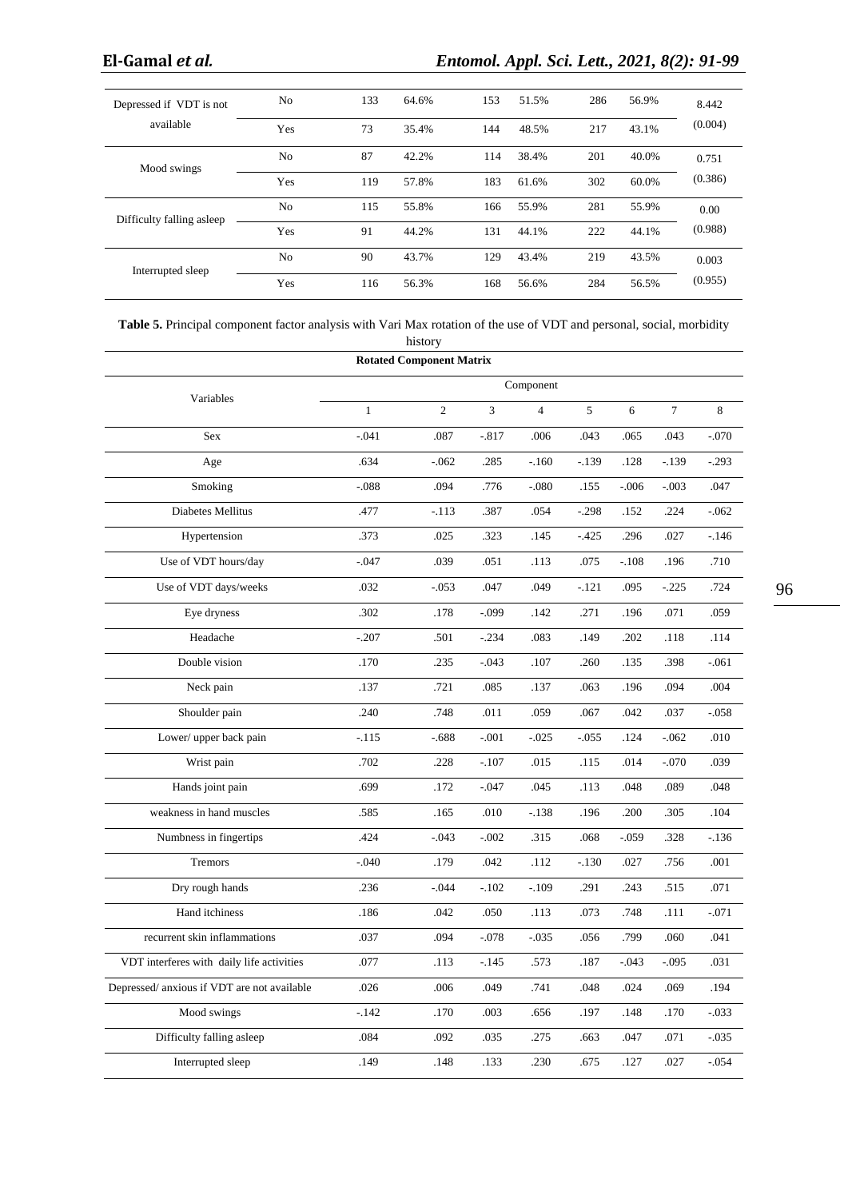| | | | | | | | | |
|---|---|---|---|---|---|---|---|---|
| Depressed if VDT is not available | No | 133 | 64.6% | 153 | 51.5% | 286 | 56.9% | 8.442 (0.004) |
| | Yes | 73 | 35.4% | 144 | 48.5% | 217 | 43.1% | |
| Mood swings | No | 87 | 42.2% | 114 | 38.4% | 201 | 40.0% | 0.751 (0.386) |
| | Yes | 119 | 57.8% | 183 | 61.6% | 302 | 60.0% | |
| Difficulty falling asleep | No | 115 | 55.8% | 166 | 55.9% | 281 | 55.9% | 0.00 (0.988) |
| | Yes | 91 | 44.2% | 131 | 44.1% | 222 | 44.1% | |
| Interrupted sleep | No | 90 | 43.7% | 129 | 43.4% | 219 | 43.5% | 0.003 (0.955) |
| | Yes | 116 | 56.3% | 168 | 56.6% | 284 | 56.5% | |

**Table 5.** Principal component factor analysis with Vari Max rotation of the use of VDT and personal, social, morbidity history

| Rotated Component Matrix | | | | | | | | |
|---|---|---|---|---|---|---|---|---|
| Variables | Component | | | | | | | |
| | 1 | 2 | 3 | 4 | 5 | 6 | 7 | 8 |
| Sex | -.041 | .087 | -.817 | .006 | .043 | .065 | .043 | -.070 |
| Age | .634 | -.062 | .285 | -.160 | -.139 | .128 | -.139 | -.293 |
| Smoking | -.088 | .094 | .776 | -.080 | .155 | -.006 | -.003 | .047 |
| Diabetes Mellitus | .477 | -.113 | .387 | .054 | -.298 | .152 | .224 | -.062 |
| Hypertension | .373 | .025 | .323 | .145 | -.425 | .296 | .027 | -.146 |
| Use of VDT hours/day | -.047 | .039 | .051 | .113 | .075 | -.108 | .196 | .710 |
| Use of VDT days/weeks | .032 | -.053 | .047 | .049 | -.121 | .095 | -.225 | .724 |
| Eye dryness | .302 | .178 | -.099 | .142 | .271 | .196 | .071 | .059 |
| Headache | -.207 | .501 | -.234 | .083 | .149 | .202 | .118 | .114 |
| Double vision | .170 | .235 | -.043 | .107 | .260 | .135 | .398 | -.061 |
| Neck pain | .137 | .721 | .085 | .137 | .063 | .196 | .094 | .004 |
| Shoulder pain | .240 | .748 | .011 | .059 | .067 | .042 | .037 | -.058 |
| Lower/ upper back pain | -.115 | -.688 | -.001 | -.025 | -.055 | .124 | -.062 | .010 |
| Wrist pain | .702 | .228 | -.107 | .015 | .115 | .014 | -.070 | .039 |
| Hands joint pain | .699 | .172 | -.047 | .045 | .113 | .048 | .089 | .048 |
| weakness in hand muscles | .585 | .165 | .010 | -.138 | .196 | .200 | .305 | .104 |
| Numbness in fingertips | .424 | -.043 | -.002 | .315 | .068 | -.059 | .328 | -.136 |
| Tremors | -.040 | .179 | .042 | .112 | -.130 | .027 | .756 | .001 |
| Dry rough hands | .236 | -.044 | -.102 | -.109 | .291 | .243 | .515 | .071 |
| Hand itchiness | .186 | .042 | .050 | .113 | .073 | .748 | .111 | -.071 |
| recurrent skin inflammations | .037 | .094 | -.078 | -.035 | .056 | .799 | .060 | .041 |
| VDT interferes with daily life activities | .077 | .113 | -.145 | .573 | .187 | -.043 | -.095 | .031 |
| Depressed/ anxious if VDT are not available | .026 | .006 | .049 | .741 | .048 | .024 | .069 | .194 |
| Mood swings | -.142 | .170 | .003 | .656 | .197 | .148 | .170 | -.033 |
| Difficulty falling asleep | .084 | .092 | .035 | .275 | .663 | .047 | .071 | -.035 |
| Interrupted sleep | .149 | .148 | .133 | .230 | .675 | .127 | .027 | -.054 |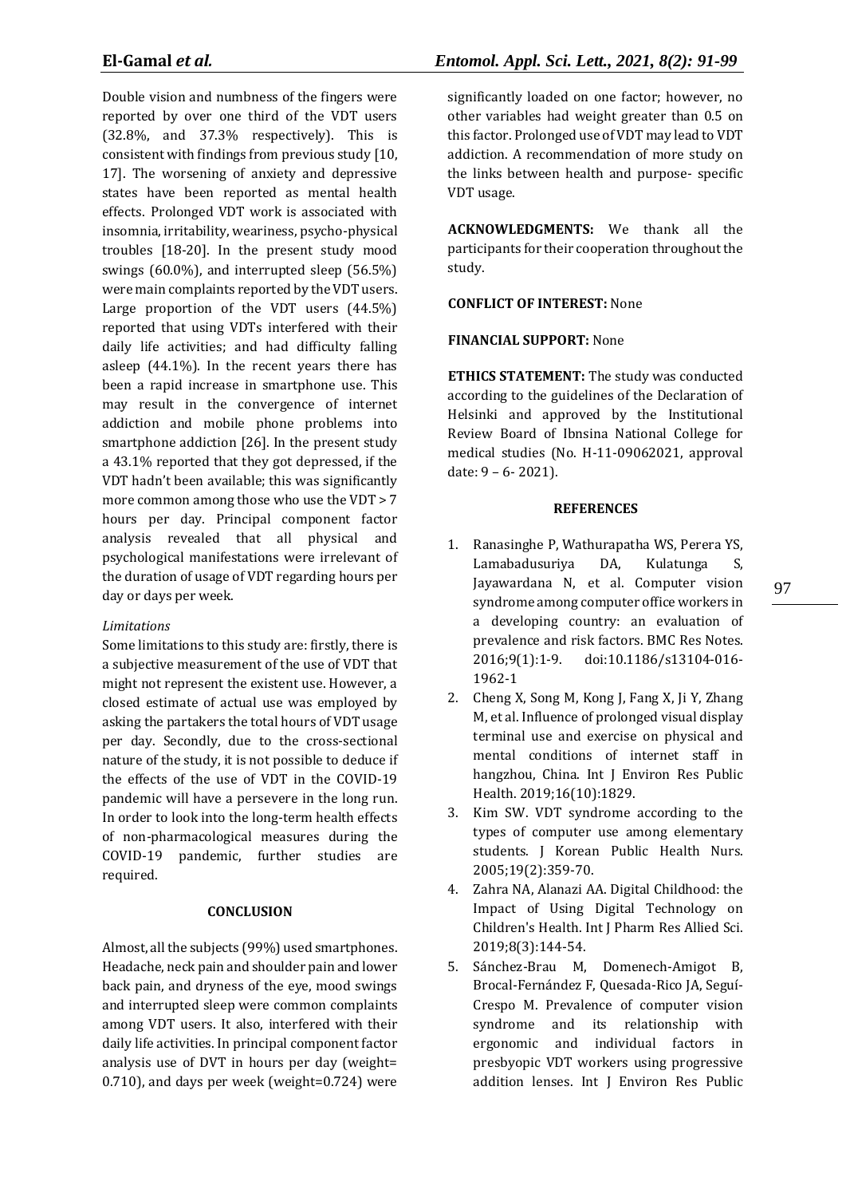Double vision and numbness of the fingers were reported by over one third of the VDT users (32.8%, and 37.3% respectively). This is consistent with findings from previous study [10, 17]. The worsening of anxiety and depressive states have been reported as mental health effects. Prolonged VDT work is associated with insomnia, irritability, weariness, psycho-physical troubles [18-20]. In the present study mood swings (60.0%), and interrupted sleep (56.5%) were main complaints reported by the VDT users. Large proportion of the VDT users (44.5%) reported that using VDTs interfered with their daily life activities; and had difficulty falling asleep (44.1%). In the recent years there has been a rapid increase in smartphone use. This may result in the convergence of internet addiction and mobile phone problems into smartphone addiction [26]. In the present study a 43.1% reported that they got depressed, if the VDT hadn't been available; this was significantly more common among those who use the VDT > 7 hours per day. Principal component factor analysis revealed that all physical and psychological manifestations were irrelevant of the duration of usage of VDT regarding hours per day or days per week.

*Limitations*

Some limitations to this study are: firstly, there is a subjective measurement of the use of VDT that might not represent the existent use. However, a closed estimate of actual use was employed by asking the partakers the total hours of VDT usage per day. Secondly, due to the cross-sectional nature of the study, it is not possible to deduce if the effects of the use of VDT in the COVID-19 pandemic will have a persevere in the long run. In order to look into the long-term health effects of non-pharmacological measures during the COVID-19 pandemic, further studies are required.

## CONCLUSION

Almost, all the subjects (99%) used smartphones. Headache, neck pain and shoulder pain and lower back pain, and dryness of the eye, mood swings and interrupted sleep were common complaints among VDT users. It also, interfered with their daily life activities. In principal component factor analysis use of DVT in hours per day (weight= 0.710), and days per week (weight=0.724) were significantly loaded on one factor; however, no other variables had weight greater than 0.5 on this factor. Prolonged use of VDT may lead to VDT addiction. A recommendation of more study on the links between health and purpose- specific VDT usage.

**ACKNOWLEDGMENTS:** We thank all the participants for their cooperation throughout the study.

**CONFLICT OF INTEREST:** None

**FINANCIAL SUPPORT:** None

**ETHICS STATEMENT:** The study was conducted according to the guidelines of the Declaration of Helsinki and approved by the Institutional Review Board of Ibnsina National College for medical studies (No. H-11-09062021, approval date: 9 – 6- 2021).

## REFERENCES

1. Ranasinghe P, Wathurapatha WS, Perera YS, Lamabadusuriya DA, Kulatunga S, Jayawardana N, et al. Computer vision syndrome among computer office workers in a developing country: an evaluation of prevalence and risk factors. BMC Res Notes. 2016;9(1):1-9. doi:10.1186/s13104-016-1962-1
2. Cheng X, Song M, Kong J, Fang X, Ji Y, Zhang M, et al. Influence of prolonged visual display terminal use and exercise on physical and mental conditions of internet staff in hangzhou, China. Int J Environ Res Public Health. 2019;16(10):1829.
3. Kim SW. VDT syndrome according to the types of computer use among elementary students. J Korean Public Health Nurs. 2005;19(2):359-70.
4. Zahra NA, Alanazi AA. Digital Childhood: the Impact of Using Digital Technology on Children's Health. Int J Pharm Res Allied Sci. 2019;8(3):144-54.
5. Sánchez-Brau M, Domenech-Amigot B, Brocal-Fernández F, Quesada-Rico JA, Seguí-Crespo M. Prevalence of computer vision syndrome and its relationship with ergonomic and individual factors in presbyopic VDT workers using progressive addition lenses. Int J Environ Res Public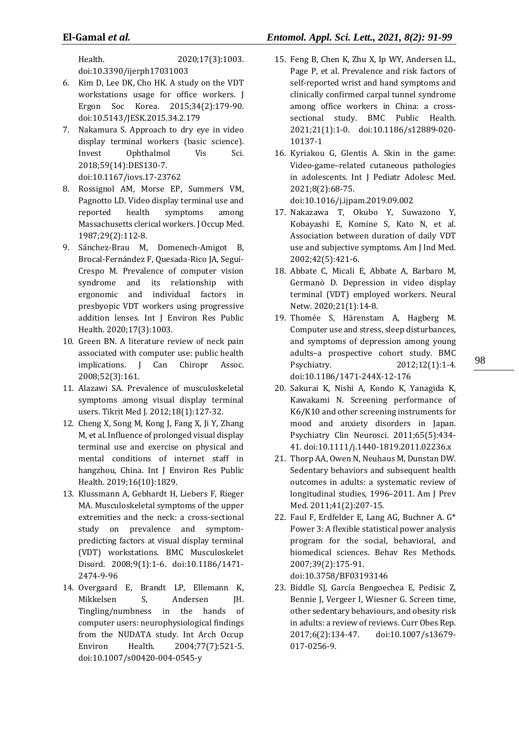Health. 2020;17(3):1003. doi:10.3390/ijerph17031003

6. Kim D, Lee DK, Cho HK. A study on the VDT workstations usage for office workers. J Ergon Soc Korea. 2015;34(2):179-90. doi:10.5143/JESK.2015.34.2.179
7. Nakamura S. Approach to dry eye in video display terminal workers (basic science). Invest Ophthalmol Vis Sci. 2018;59(14):DES130-7. doi:10.1167/iovs.17-23762
8. Rossignol AM, Morse EP, Summers VM, Pagnotto LD. Video display terminal use and reported health symptoms among Massachusetts clerical workers. J Occup Med. 1987;29(2):112-8.
9. Sánchez-Brau M, Domenech-Amigot B, Brocal-Fernández F, Quesada-Rico JA, Seguí-Crespo M. Prevalence of computer vision syndrome and its relationship with ergonomic and individual factors in presbyopic VDT workers using progressive addition lenses. Int J Environ Res Public Health. 2020;17(3):1003.
10. Green BN. A literature review of neck pain associated with computer use: public health implications. J Can Chiropr Assoc. 2008;52(3):161.
11. Alazawi SA. Prevalence of musculoskeletal symptoms among visual display terminal users. Tikrit Med J. 2012;18(1):127-32.
12. Cheng X, Song M, Kong J, Fang X, Ji Y, Zhang M, et al. Influence of prolonged visual display terminal use and exercise on physical and mental conditions of internet staff in hangzhou, China. Int J Environ Res Public Health. 2019;16(10):1829.
13. Klussmann A, Gebhardt H, Liebers F, Rieger MA. Musculoskeletal symptoms of the upper extremities and the neck: a cross-sectional study on prevalence and symptom-predicting factors at visual display terminal (VDT) workstations. BMC Musculoskelet Disord. 2008;9(1):1-6. doi:10.1186/1471-2474-9-96
14. Overgaard E, Brandt LP, Ellemann K, Mikkelsen S, Andersen JH. Tingling/numbness in the hands of computer users: neurophysiological findings from the NUDATA study. Int Arch Occup Environ Health. 2004;77(7):521-5. doi:10.1007/s00420-004-0545-y
15. Feng B, Chen K, Zhu X, Ip WY, Andersen LL, Page P, et al. Prevalence and risk factors of self-reported wrist and hand symptoms and clinically confirmed carpal tunnel syndrome among office workers in China: a cross-sectional study. BMC Public Health. 2021;21(1):1-0. doi:10.1186/s12889-020-10137-1
16. Kyriakou G, Glentis A. Skin in the game: Video-game–related cutaneous pathologies in adolescents. Int J Pediatr Adolesc Med. 2021;8(2):68-75. doi:10.1016/j.ijpam.2019.09.002
17. Nakazawa T, Okubo Y, Suwazono Y, Kobayashi E, Komine S, Kato N, et al. Association between duration of daily VDT use and subjective symptoms. Am J Ind Med. 2002;42(5):421-6.
18. Abbate C, Micali E, Abbate A, Barbaro M, Germanò D. Depression in video display terminal (VDT) employed workers. Neural Netw. 2020;21(1):14-8.
19. Thomée S, Härenstam A, Hagberg M. Computer use and stress, sleep disturbances, and symptoms of depression among young adults–a prospective cohort study. BMC Psychiatry. 2012;12(1):1-4. doi:10.1186/1471-244X-12-176
20. Sakurai K, Nishi A, Kondo K, Yanagida K, Kawakami N. Screening performance of K6/K10 and other screening instruments for mood and anxiety disorders in Japan. Psychiatry Clin Neurosci. 2011;65(5):434-41. doi:10.1111/j.1440-1819.2011.02236.x
21. Thorp AA, Owen N, Neuhaus M, Dunstan DW. Sedentary behaviors and subsequent health outcomes in adults: a systematic review of longitudinal studies, 1996–2011. Am J Prev Med. 2011;41(2):207-15.
22. Faul F, Erdfelder E, Lang AG, Buchner A. G* Power 3: A flexible statistical power analysis program for the social, behavioral, and biomedical sciences. Behav Res Methods. 2007;39(2):175-91. doi:10.3758/BF03193146
23. Biddle SJ, García Bengoechea E, Pedisic Z, Bennie J, Vergeer I, Wiesner G. Screen time, other sedentary behaviours, and obesity risk in adults: a review of reviews. Curr Obes Rep. 2017;6(2):134-47. doi:10.1007/s13679-017-0256-9.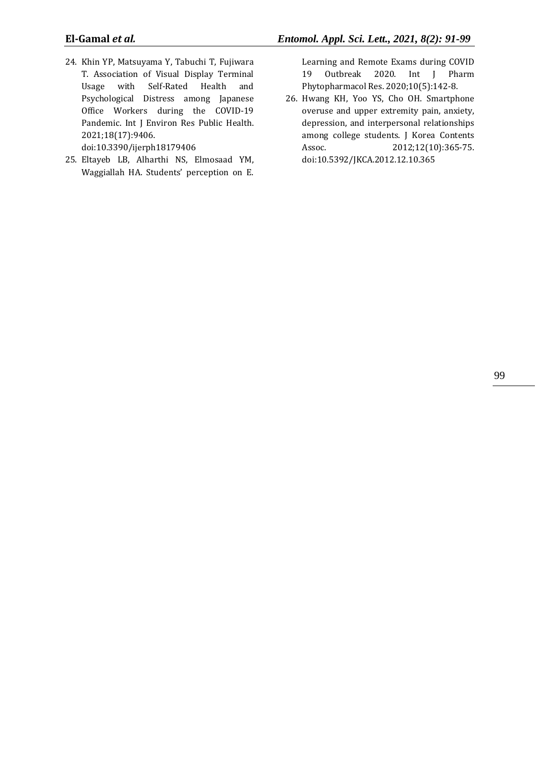24. Khin YP, Matsuyama Y, Tabuchi T, Fujiwara T. Association of Visual Display Terminal Usage with Self-Rated Health and Psychological Distress among Japanese Office Workers during the COVID-19 Pandemic. Int J Environ Res Public Health. 2021;18(17):9406. doi:10.3390/ijerph18179406
25. Eltayeb LB, Alharthi NS, Elmosaad YM, Waggiallah HA. Students' perception on E. Learning and Remote Exams during COVID 19 Outbreak 2020. Int J Pharm Phytopharmacol Res. 2020;10(5):142-8.
26. Hwang KH, Yoo YS, Cho OH. Smartphone overuse and upper extremity pain, anxiety, depression, and interpersonal relationships among college students. J Korea Contents Assoc. 2012;12(10):365-75. doi:10.5392/JKCA.2012.12.10.365